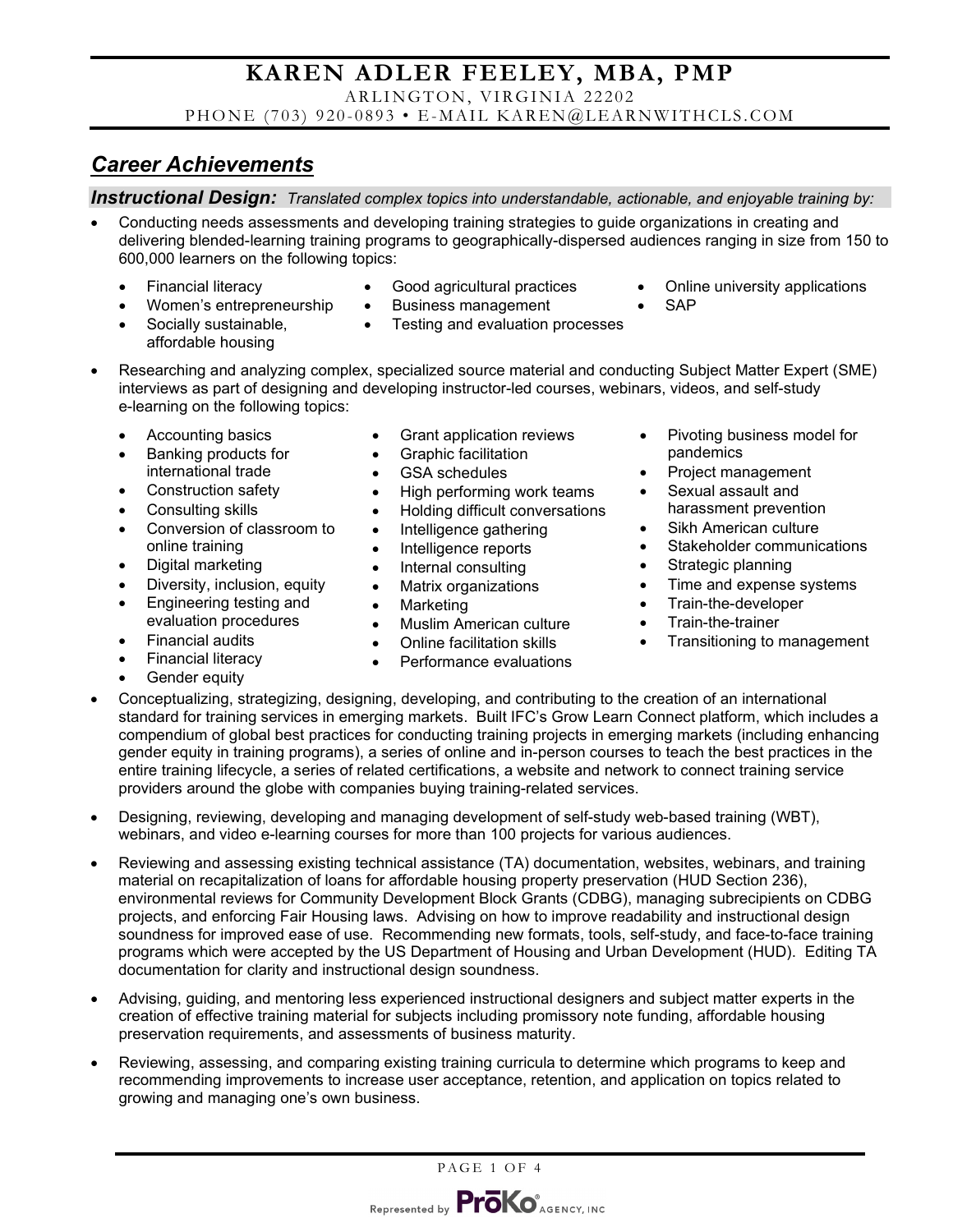# KAREN ADLER FEELEY, MBA, PMP

ARLINGTON, VIRGINIA 22202

PHONE (703) 920-0893 • E-MAIL KAREN@LEARNWITHCLS.COM

## *Career Achievements*

***Instructional Design:*** *Translated complex topics into understandable, actionable, and enjoyable training by:*

- Conducting needs assessments and developing training strategies to guide organizations in creating and delivering blended-learning training programs to geographically-dispersed audiences ranging in size from 150 to 600,000 learners on the following topics:
  - Financial literacy
  - Women's entrepreneurship
  - Socially sustainable, affordable housing
  - Good agricultural practices
  - Business management
  - Testing and evaluation processes
  - Online university applications
  - SAP
- Researching and analyzing complex, specialized source material and conducting Subject Matter Expert (SME) interviews as part of designing and developing instructor-led courses, webinars, videos, and self-study e-learning on the following topics:
  - Accounting basics
  - Banking products for international trade
  - Construction safety
  - Consulting skills
  - Conversion of classroom to online training
  - Digital marketing
  - Diversity, inclusion, equity
  - Engineering testing and evaluation procedures
  - Financial audits
  - Financial literacy
  - Gender equity
  - Grant application reviews
  - Graphic facilitation
  - GSA schedules
  - High performing work teams
  - Holding difficult conversations
  - Intelligence gathering
  - Intelligence reports
  - Internal consulting
  - Matrix organizations
  - Marketing
  - Muslim American culture
  - Online facilitation skills
  - Performance evaluations
  - Pivoting business model for pandemics
  - Project management
  - Sexual assault and harassment prevention
  - Sikh American culture
  - Stakeholder communications
  - Strategic planning
  - Time and expense systems
  - Train-the-developer
  - Train-the-trainer
  - Transitioning to management
- Conceptualizing, strategizing, designing, developing, and contributing to the creation of an international standard for training services in emerging markets. Built IFC's Grow Learn Connect platform, which includes a compendium of global best practices for conducting training projects in emerging markets (including enhancing gender equity in training programs), a series of online and in-person courses to teach the best practices in the entire training lifecycle, a series of related certifications, a website and network to connect training service providers around the globe with companies buying training-related services.
- Designing, reviewing, developing and managing development of self-study web-based training (WBT), webinars, and video e-learning courses for more than 100 projects for various audiences.
- Reviewing and assessing existing technical assistance (TA) documentation, websites, webinars, and training material on recapitalization of loans for affordable housing property preservation (HUD Section 236), environmental reviews for Community Development Block Grants (CDBG), managing subrecipients on CDBG projects, and enforcing Fair Housing laws. Advising on how to improve readability and instructional design soundness for improved ease of use. Recommending new formats, tools, self-study, and face-to-face training programs which were accepted by the US Department of Housing and Urban Development (HUD). Editing TA documentation for clarity and instructional design soundness.
- Advising, guiding, and mentoring less experienced instructional designers and subject matter experts in the creation of effective training material for subjects including promissory note funding, affordable housing preservation requirements, and assessments of business maturity.
- Reviewing, assessing, and comparing existing training curricula to determine which programs to keep and recommending improvements to increase user acceptance, retention, and application on topics related to growing and managing one's own business.

Represented by ProKo® AGENCY, INC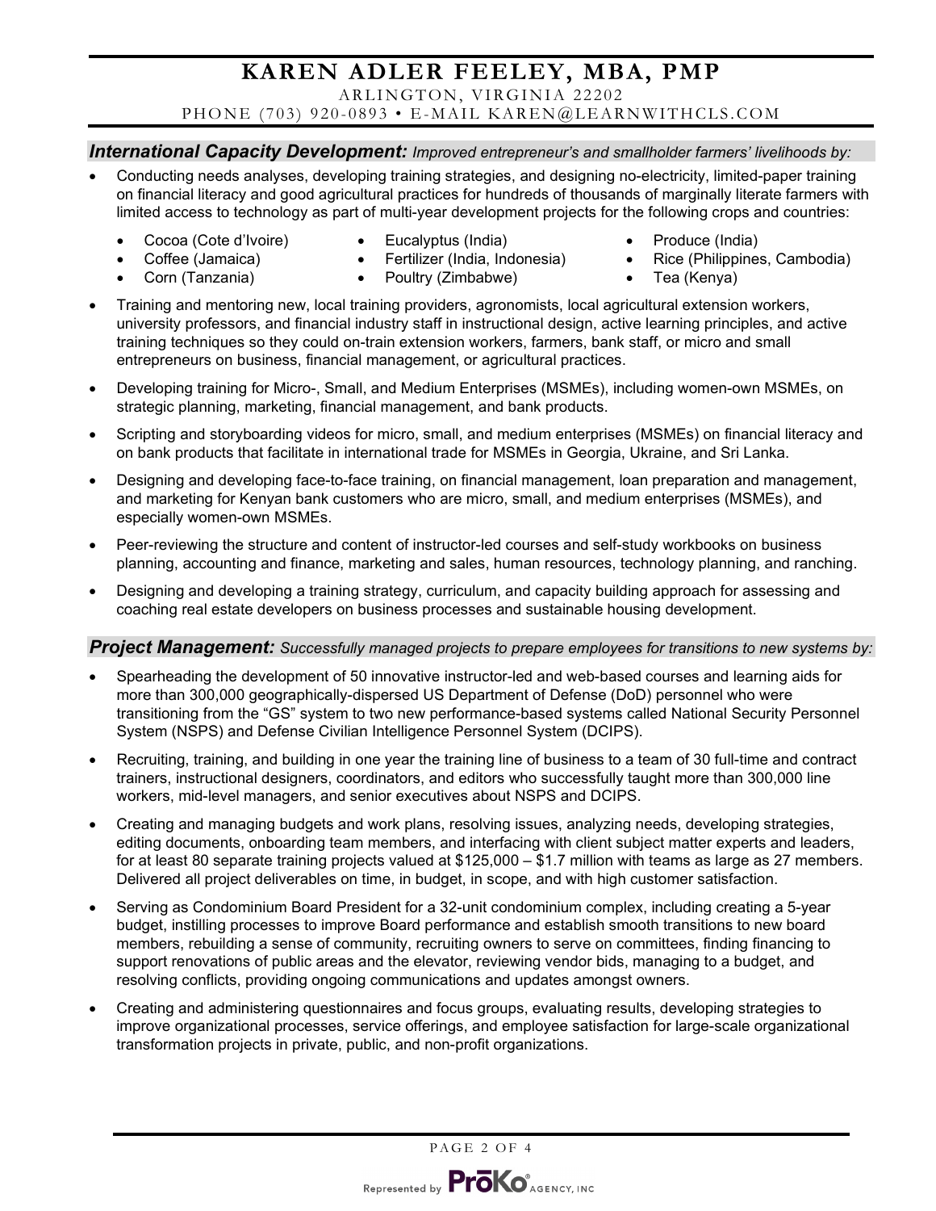# KAREN ADLER FEELEY, MBA, PMP

ARLINGTON, VIRGINIA 22202

PHONE (703) 920-0893 • E-MAIL KAREN@LEARNWITHCLS.COM

## ***International Capacity Development:*** *Improved entrepreneur's and smallholder farmers' livelihoods by:*

- Conducting needs analyses, developing training strategies, and designing no-electricity, limited-paper training on financial literacy and good agricultural practices for hundreds of thousands of marginally literate farmers with limited access to technology as part of multi-year development projects for the following crops and countries:
  - Cocoa (Cote d'Ivoire)
  - Coffee (Jamaica)
  - Corn (Tanzania)
  - Eucalyptus (India)
  - Fertilizer (India, Indonesia)
  - Poultry (Zimbabwe)
  - Produce (India)
  - Rice (Philippines, Cambodia)
  - Tea (Kenya)
- Training and mentoring new, local training providers, agronomists, local agricultural extension workers, university professors, and financial industry staff in instructional design, active learning principles, and active training techniques so they could on-train extension workers, farmers, bank staff, or micro and small entrepreneurs on business, financial management, or agricultural practices.
- Developing training for Micro-, Small, and Medium Enterprises (MSMEs), including women-own MSMEs, on strategic planning, marketing, financial management, and bank products.
- Scripting and storyboarding videos for micro, small, and medium enterprises (MSMEs) on financial literacy and on bank products that facilitate in international trade for MSMEs in Georgia, Ukraine, and Sri Lanka.
- Designing and developing face-to-face training, on financial management, loan preparation and management, and marketing for Kenyan bank customers who are micro, small, and medium enterprises (MSMEs), and especially women-own MSMEs.
- Peer-reviewing the structure and content of instructor-led courses and self-study workbooks on business planning, accounting and finance, marketing and sales, human resources, technology planning, and ranching.
- Designing and developing a training strategy, curriculum, and capacity building approach for assessing and coaching real estate developers on business processes and sustainable housing development.

## ***Project Management:*** *Successfully managed projects to prepare employees for transitions to new systems by:*

- Spearheading the development of 50 innovative instructor-led and web-based courses and learning aids for more than 300,000 geographically-dispersed US Department of Defense (DoD) personnel who were transitioning from the "GS" system to two new performance-based systems called National Security Personnel System (NSPS) and Defense Civilian Intelligence Personnel System (DCIPS).
- Recruiting, training, and building in one year the training line of business to a team of 30 full-time and contract trainers, instructional designers, coordinators, and editors who successfully taught more than 300,000 line workers, mid-level managers, and senior executives about NSPS and DCIPS.
- Creating and managing budgets and work plans, resolving issues, analyzing needs, developing strategies, editing documents, onboarding team members, and interfacing with client subject matter experts and leaders, for at least 80 separate training projects valued at $125,000 – $1.7 million with teams as large as 27 members. Delivered all project deliverables on time, in budget, in scope, and with high customer satisfaction.
- Serving as Condominium Board President for a 32-unit condominium complex, including creating a 5-year budget, instilling processes to improve Board performance and establish smooth transitions to new board members, rebuilding a sense of community, recruiting owners to serve on committees, finding financing to support renovations of public areas and the elevator, reviewing vendor bids, managing to a budget, and resolving conflicts, providing ongoing communications and updates amongst owners.
- Creating and administering questionnaires and focus groups, evaluating results, developing strategies to improve organizational processes, service offerings, and employee satisfaction for large-scale organizational transformation projects in private, public, and non-profit organizations.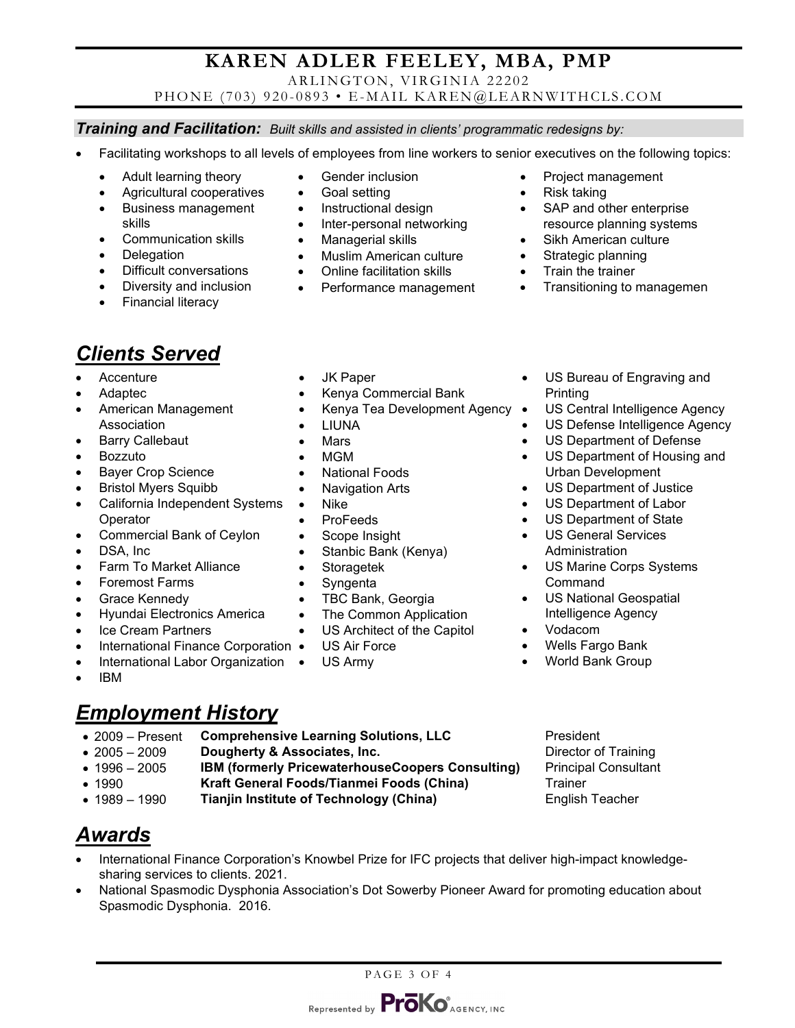# KAREN ADLER FEELEY, MBA, PMP

ARLINGTON, VIRGINIA 22202

PHONE (703) 920-0893 • E-MAIL KAREN@LEARNWITHCLS.COM

***Training and Facilitation:*** *Built skills and assisted in clients' programmatic redesigns by:*

- Facilitating workshops to all levels of employees from line workers to senior executives on the following topics:
  - Adult learning theory
  - Agricultural cooperatives
  - Business management skills
  - Communication skills
  - Delegation
  - Difficult conversations
  - Diversity and inclusion
  - Financial literacy
  - Gender inclusion
  - Goal setting
  - Instructional design
  - Inter-personal networking
  - Managerial skills
  - Muslim American culture
  - Online facilitation skills
  - Performance management
  - Project management
  - Risk taking
  - SAP and other enterprise resource planning systems
  - Sikh American culture
  - Strategic planning
  - Train the trainer
  - Transitioning to managemen

## *Clients Served*

- Accenture
- Adaptec
- American Management Association
- Barry Callebaut
- Bozzuto
- Bayer Crop Science
- Bristol Myers Squibb
- California Independent Systems Operator
- Commercial Bank of Ceylon
- DSA, Inc
- Farm To Market Alliance
- Foremost Farms
- Grace Kennedy
- Hyundai Electronics America
- Ice Cream Partners
- International Finance Corporation
- International Labor Organization
- IBM
- JK Paper
- Kenya Commercial Bank
- Kenya Tea Development Agency
- LIUNA
- Mars
- MGM
- National Foods
- Navigation Arts
- Nike
- ProFeeds
- Scope Insight
- Stanbic Bank (Kenya)
- Storagetek
- Syngenta
- TBC Bank, Georgia
- The Common Application
- US Architect of the Capitol
- US Air Force
- US Army
- US Bureau of Engraving and Printing
- US Central Intelligence Agency
- US Defense Intelligence Agency
- US Department of Defense
- US Department of Housing and Urban Development
- US Department of Justice
- US Department of Labor
- US Department of State
- US General Services Administration
- US Marine Corps Systems Command
- US National Geospatial Intelligence Agency
- Vodacom
- Wells Fargo Bank
- World Bank Group

## *Employment History*

- 2009 – Present **Comprehensive Learning Solutions, LLC** President
- 2005 – 2009 **Dougherty & Associates, Inc.** Director of Training
- 1996 – 2005 **IBM (formerly PricewaterhouseCoopers Consulting)** Principal Consultant
- 1990 **Kraft General Foods/Tianmei Foods (China)** Trainer
- 1989 – 1990 **Tianjin Institute of Technology (China)** English Teacher

## *Awards*

- International Finance Corporation's Knowbel Prize for IFC projects that deliver high-impact knowledge-sharing services to clients. 2021.
- National Spasmodic Dysphonia Association's Dot Sowerby Pioneer Award for promoting education about Spasmodic Dysphonia. 2016.

Represented by PrōKo® AGENCY, INC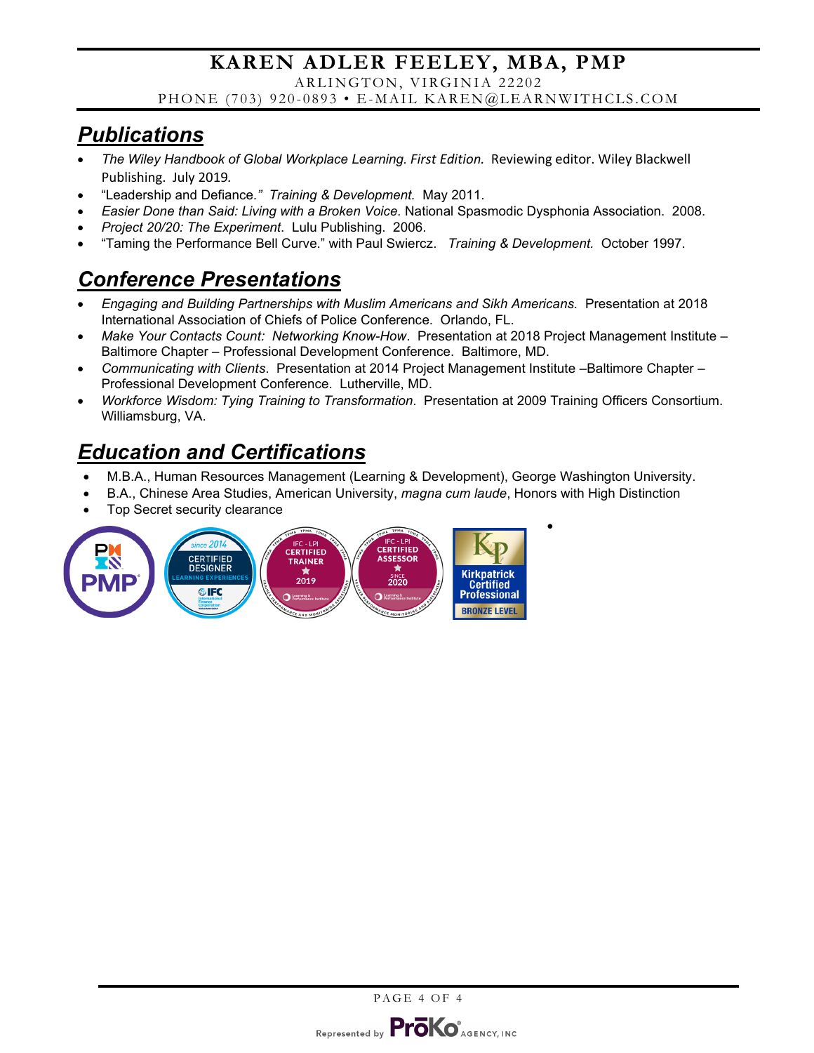# KAREN ADLER FEELEY, MBA, PMP

ARLINGTON, VIRGINIA 22202

PHONE (703) 920-0893 • E-MAIL KAREN@LEARNWITHCLS.COM

## Publications

- *The Wiley Handbook of Global Workplace Learning. First Edition.* Reviewing editor. Wiley Blackwell Publishing. July 2019*.*
- "Leadership and Defiance*."* *Training & Development.* May 2011.
- *Easier Done than Said: Living with a Broken Voice.* National Spasmodic Dysphonia Association. 2008.
- *Project 20/20: The Experiment*. Lulu Publishing. 2006.
- "Taming the Performance Bell Curve." with Paul Swiercz. *Training & Development.* October 1997.

## Conference Presentations

- *Engaging and Building Partnerships with Muslim Americans and Sikh Americans.* Presentation at 2018 International Association of Chiefs of Police Conference. Orlando, FL.
- *Make Your Contacts Count: Networking Know-How*. Presentation at 2018 Project Management Institute – Baltimore Chapter – Professional Development Conference. Baltimore, MD.
- *Communicating with Clients*. Presentation at 2014 Project Management Institute –Baltimore Chapter – Professional Development Conference. Lutherville, MD.
- *Workforce Wisdom: Tying Training to Transformation*. Presentation at 2009 Training Officers Consortium. Williamsburg, VA.

## Education and Certifications

- M.B.A., Human Resources Management (Learning & Development), George Washington University.
- B.A., Chinese Area Studies, American University, *magna cum laude*, Honors with High Distinction
- Top Secret security clearance

Represented by PrōKo® AGENCY, INC